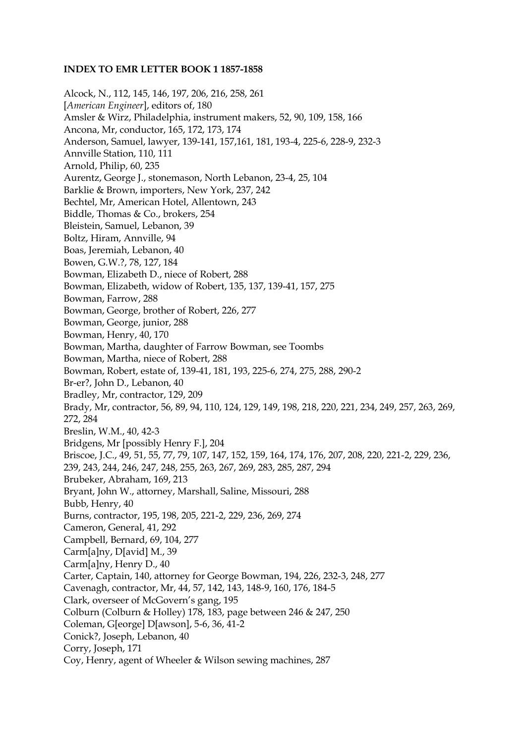**INDEX TO EMR LETTER BOOK 1 1857-1858**

Alcock, N., 112, 145, 146, 197, 206, 216, 258, 261
[*American Engineer*], editors of, 180
Amsler & Wirz, Philadelphia, instrument makers, 52, 90, 109, 158, 166
Ancona, Mr, conductor, 165, 172, 173, 174
Anderson, Samuel, lawyer, 139-141, 157,161, 181, 193-4, 225-6, 228-9, 232-3
Annville Station, 110, 111
Arnold, Philip, 60, 235
Aurentz, George J., stonemason, North Lebanon, 23-4, 25, 104
Barklie & Brown, importers, New York, 237, 242
Bechtel, Mr, American Hotel, Allentown, 243
Biddle, Thomas & Co., brokers, 254
Bleistein, Samuel, Lebanon, 39
Boltz, Hiram, Annville, 94
Boas, Jeremiah, Lebanon, 40
Bowen, G.W.?, 78, 127, 184
Bowman, Elizabeth D., niece of Robert, 288
Bowman, Elizabeth, widow of Robert, 135, 137, 139-41, 157, 275
Bowman, Farrow, 288
Bowman, George, brother of Robert, 226, 277
Bowman, George, junior, 288
Bowman, Henry, 40, 170
Bowman, Martha, daughter of Farrow Bowman, see Toombs
Bowman, Martha, niece of Robert, 288
Bowman, Robert, estate of, 139-41, 181, 193, 225-6, 274, 275, 288, 290-2
Br-er?, John D., Lebanon, 40
Bradley, Mr, contractor, 129, 209
Brady, Mr, contractor, 56, 89, 94, 110, 124, 129, 149, 198, 218, 220, 221, 234, 249, 257, 263, 269, 272, 284
Breslin, W.M., 40, 42-3
Bridgens, Mr [possibly Henry F.], 204
Briscoe, J.C., 49, 51, 55, 77, 79, 107, 147, 152, 159, 164, 174, 176, 207, 208, 220, 221-2, 229, 236, 239, 243, 244, 246, 247, 248, 255, 263, 267, 269, 283, 285, 287, 294
Brubeker, Abraham, 169, 213
Bryant, John W., attorney, Marshall, Saline, Missouri, 288
Bubb, Henry, 40
Burns, contractor, 195, 198, 205, 221-2, 229, 236, 269, 274
Cameron, General, 41, 292
Campbell, Bernard, 69, 104, 277
Carm[a]ny, D[avid] M., 39
Carm[a]ny, Henry D., 40
Carter, Captain, 140, attorney for George Bowman, 194, 226, 232-3, 248, 277
Cavenagh, contractor, Mr, 44, 57, 142, 143, 148-9, 160, 176, 184-5
Clark, overseer of McGovern's gang, 195
Colburn (Colburn & Holley) 178, 183, page between 246 & 247, 250
Coleman, G[eorge] D[awson], 5-6, 36, 41-2
Conick?, Joseph, Lebanon, 40
Corry, Joseph, 171
Coy, Henry, agent of Wheeler & Wilson sewing machines, 287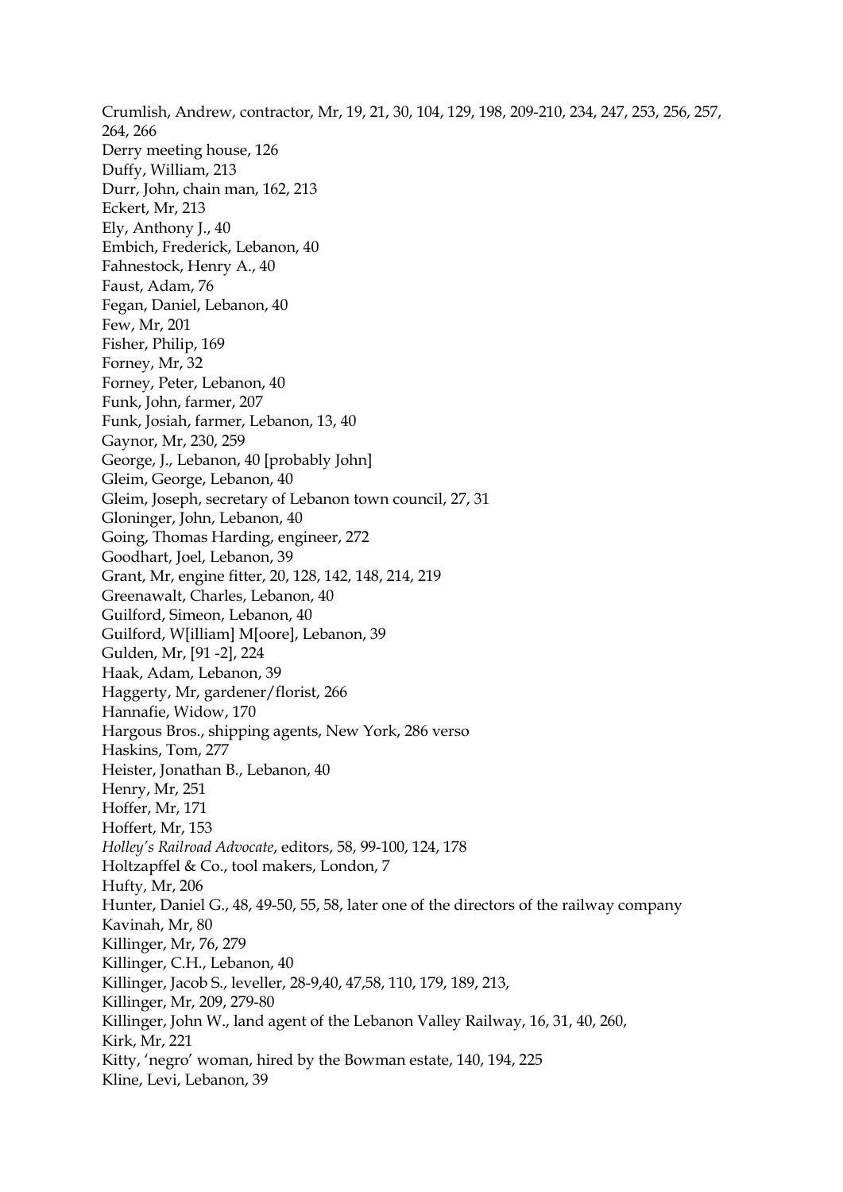Crumlish, Andrew, contractor, Mr, 19, 21, 30, 104, 129, 198, 209-210, 234, 247, 253, 256, 257, 264, 266
Derry meeting house, 126
Duffy, William, 213
Durr, John, chain man, 162, 213
Eckert, Mr, 213
Ely, Anthony J., 40
Embich, Frederick, Lebanon, 40
Fahnestock, Henry A., 40
Faust, Adam, 76
Fegan, Daniel, Lebanon, 40
Few, Mr, 201
Fisher, Philip, 169
Forney, Mr, 32
Forney, Peter, Lebanon, 40
Funk, John, farmer, 207
Funk, Josiah, farmer, Lebanon, 13, 40
Gaynor, Mr, 230, 259
George, J., Lebanon, 40 [probably John]
Gleim, George, Lebanon, 40
Gleim, Joseph, secretary of Lebanon town council, 27, 31
Gloninger, John, Lebanon, 40
Going, Thomas Harding, engineer, 272
Goodhart, Joel, Lebanon, 39
Grant, Mr, engine fitter, 20, 128, 142, 148, 214, 219
Greenawalt, Charles, Lebanon, 40
Guilford, Simeon, Lebanon, 40
Guilford, W[illiam] M[oore], Lebanon, 39
Gulden, Mr, [91 -2], 224
Haak, Adam, Lebanon, 39
Haggerty, Mr, gardener/florist, 266
Hannafie, Widow, 170
Hargous Bros., shipping agents, New York, 286 verso
Haskins, Tom, 277
Heister, Jonathan B., Lebanon, 40
Henry, Mr, 251
Hoffer, Mr, 171
Hoffert, Mr, 153
*Holley's Railroad Advocate*, editors, 58, 99-100, 124, 178
Holtzapffel & Co., tool makers, London, 7
Hufty, Mr, 206
Hunter, Daniel G., 48, 49-50, 55, 58, later one of the directors of the railway company
Kavinah, Mr, 80
Killinger, Mr, 76, 279
Killinger, C.H., Lebanon, 40
Killinger, Jacob S., leveller, 28-9,40, 47,58, 110, 179, 189, 213,
Killinger, Mr, 209, 279-80
Killinger, John W., land agent of the Lebanon Valley Railway, 16, 31, 40, 260,
Kirk, Mr, 221
Kitty, 'negro' woman, hired by the Bowman estate, 140, 194, 225
Kline, Levi, Lebanon, 39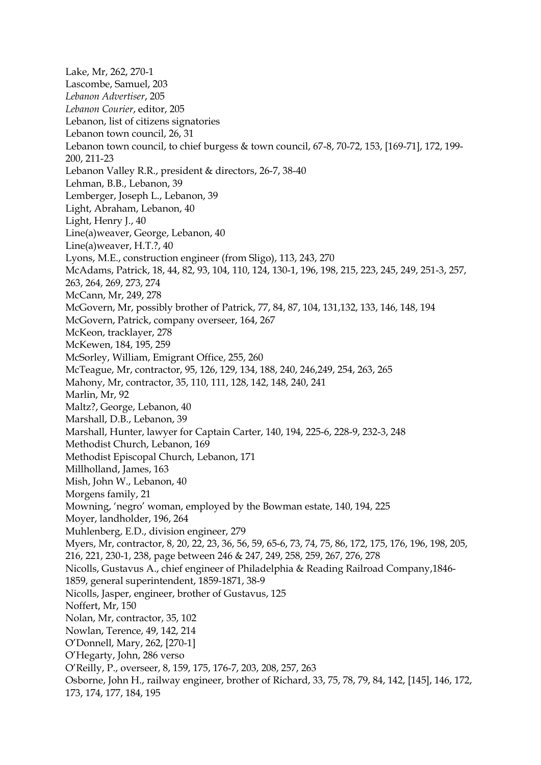Lake, Mr, 262, 270-1  
Lascombe, Samuel, 203  
*Lebanon Advertiser*, 205  
*Lebanon Courier*, editor, 205  
Lebanon, list of citizens signatories  
Lebanon town council, 26, 31  
Lebanon town council, to chief burgess & town council, 67-8, 70-72, 153, [169-71], 172, 199-200, 211-23  
Lebanon Valley R.R., president & directors, 26-7, 38-40  
Lehman, B.B., Lebanon, 39  
Lemberger, Joseph L., Lebanon, 39  
Light, Abraham, Lebanon, 40  
Light, Henry J., 40  
Line(a)weaver, George, Lebanon, 40  
Line(a)weaver, H.T.?, 40  
Lyons, M.E., construction engineer (from Sligo), 113, 243, 270  
McAdams, Patrick, 18, 44, 82, 93, 104, 110, 124, 130-1, 196, 198, 215, 223, 245, 249, 251-3, 257, 263, 264, 269, 273, 274  
McCann, Mr, 249, 278  
McGovern, Mr, possibly brother of Patrick, 77, 84, 87, 104, 131,132, 133, 146, 148, 194  
McGovern, Patrick, company overseer, 164, 267  
McKeon, tracklayer, 278  
McKewen, 184, 195, 259  
McSorley, William, Emigrant Office, 255, 260  
McTeague, Mr, contractor, 95, 126, 129, 134, 188, 240, 246,249, 254, 263, 265  
Mahony, Mr, contractor, 35, 110, 111, 128, 142, 148, 240, 241  
Marlin, Mr, 92  
Maltz?, George, Lebanon, 40  
Marshall, D.B., Lebanon, 39  
Marshall, Hunter, lawyer for Captain Carter, 140, 194, 225-6, 228-9, 232-3, 248  
Methodist Church, Lebanon, 169  
Methodist Episcopal Church, Lebanon, 171  
Millholland, James, 163  
Mish, John W., Lebanon, 40  
Morgens family, 21  
Mowning, 'negro' woman, employed by the Bowman estate, 140, 194, 225  
Moyer, landholder, 196, 264  
Muhlenberg, E.D., division engineer, 279  
Myers, Mr, contractor, 8, 20, 22, 23, 36, 56, 59, 65-6, 73, 74, 75, 86, 172, 175, 176, 196, 198, 205, 216, 221, 230-1, 238, page between 246 & 247, 249, 258, 259, 267, 276, 278  
Nicolls, Gustavus A., chief engineer of Philadelphia & Reading Railroad Company,1846-1859, general superintendent, 1859-1871, 38-9  
Nicolls, Jasper, engineer, brother of Gustavus, 125  
Noffert, Mr, 150  
Nolan, Mr, contractor, 35, 102  
Nowlan, Terence, 49, 142, 214  
O'Donnell, Mary, 262, [270-1]  
O'Hegarty, John, 286 verso  
O'Reilly, P., overseer, 8, 159, 175, 176-7, 203, 208, 257, 263  
Osborne, John H., railway engineer, brother of Richard, 33, 75, 78, 79, 84, 142, [145], 146, 172, 173, 174, 177, 184, 195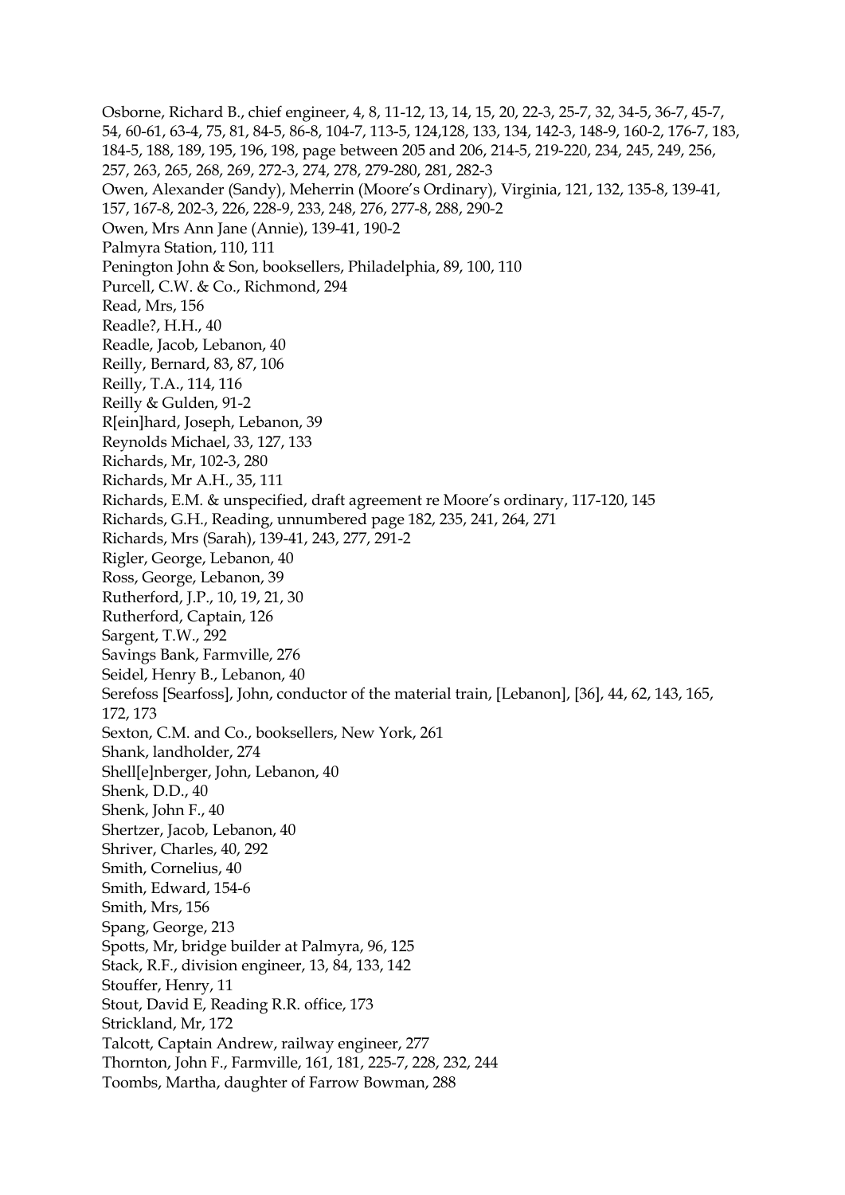Osborne, Richard B., chief engineer, 4, 8, 11-12, 13, 14, 15, 20, 22-3, 25-7, 32, 34-5, 36-7, 45-7, 54, 60-61, 63-4, 75, 81, 84-5, 86-8, 104-7, 113-5, 124,128, 133, 134, 142-3, 148-9, 160-2, 176-7, 183, 184-5, 188, 189, 195, 196, 198, page between 205 and 206, 214-5, 219-220, 234, 245, 249, 256, 257, 263, 265, 268, 269, 272-3, 274, 278, 279-280, 281, 282-3

Owen, Alexander (Sandy), Meherrin (Moore's Ordinary), Virginia, 121, 132, 135-8, 139-41, 157, 167-8, 202-3, 226, 228-9, 233, 248, 276, 277-8, 288, 290-2

Owen, Mrs Ann Jane (Annie), 139-41, 190-2

Palmyra Station, 110, 111

Penington John & Son, booksellers, Philadelphia, 89, 100, 110

Purcell, C.W. & Co., Richmond, 294

Read, Mrs, 156

Readle?, H.H., 40

Readle, Jacob, Lebanon, 40

Reilly, Bernard, 83, 87, 106

Reilly, T.A., 114, 116

Reilly & Gulden, 91-2

R[ein]hard, Joseph, Lebanon, 39

Reynolds Michael, 33, 127, 133

Richards, Mr, 102-3, 280

Richards, Mr A.H., 35, 111

Richards, E.M. & unspecified, draft agreement re Moore's ordinary, 117-120, 145

Richards, G.H., Reading, unnumbered page 182, 235, 241, 264, 271

Richards, Mrs (Sarah), 139-41, 243, 277, 291-2

Rigler, George, Lebanon, 40

Ross, George, Lebanon, 39

Rutherford, J.P., 10, 19, 21, 30

Rutherford, Captain, 126

Sargent, T.W., 292

Savings Bank, Farmville, 276

Seidel, Henry B., Lebanon, 40

Serefoss [Searfoss], John, conductor of the material train, [Lebanon], [36], 44, 62, 143, 165, 172, 173

Sexton, C.M. and Co., booksellers, New York, 261

Shank, landholder, 274

Shell[e]nberger, John, Lebanon, 40

Shenk, D.D., 40

Shenk, John F., 40

Shertzer, Jacob, Lebanon, 40

Shriver, Charles, 40, 292

Smith, Cornelius, 40

Smith, Edward, 154-6

Smith, Mrs, 156

Spang, George, 213

Spotts, Mr, bridge builder at Palmyra, 96, 125

Stack, R.F., division engineer, 13, 84, 133, 142

Stouffer, Henry, 11

Stout, David E, Reading R.R. office, 173

Strickland, Mr, 172

Talcott, Captain Andrew, railway engineer, 277

Thornton, John F., Farmville, 161, 181, 225-7, 228, 232, 244

Toombs, Martha, daughter of Farrow Bowman, 288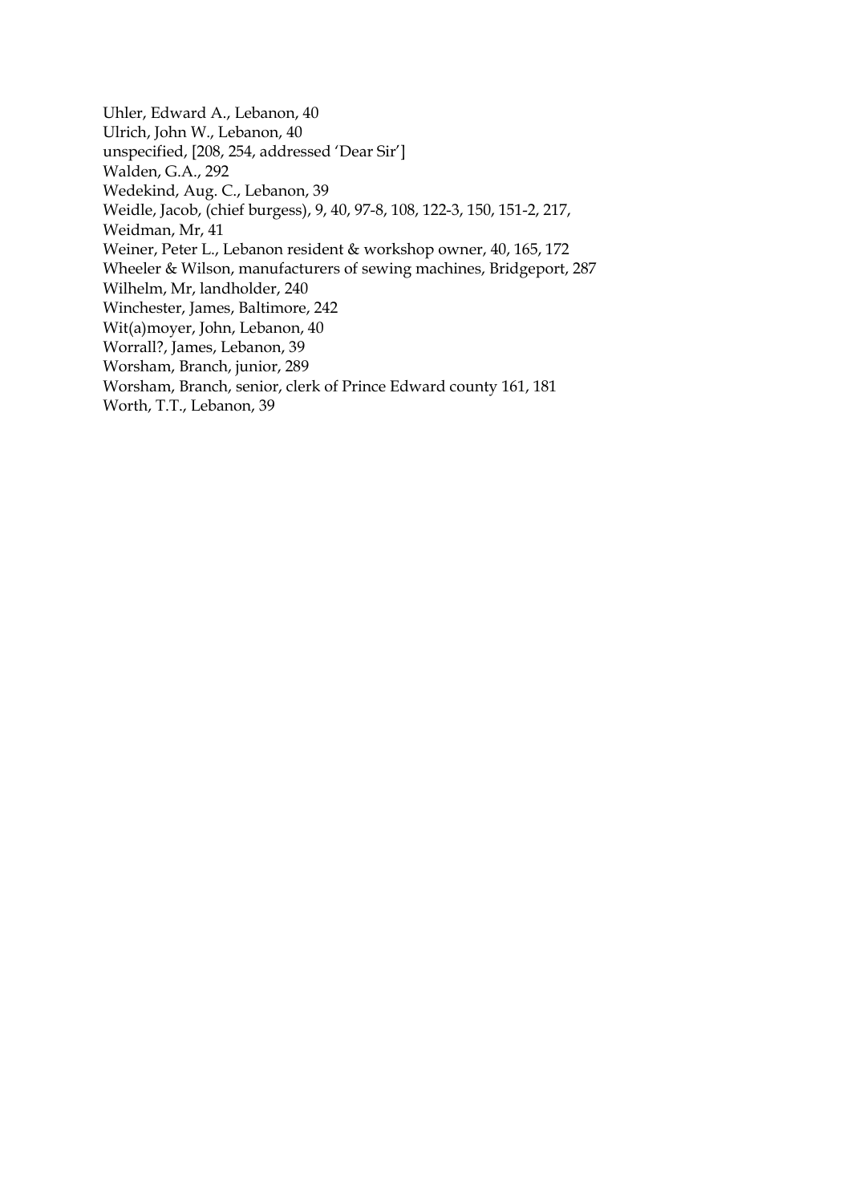Uhler, Edward A., Lebanon, 40
Ulrich, John W., Lebanon, 40
unspecified, [208, 254, addressed 'Dear Sir']
Walden, G.A., 292
Wedekind, Aug. C., Lebanon, 39
Weidle, Jacob, (chief burgess), 9, 40, 97-8, 108, 122-3, 150, 151-2, 217,
Weidman, Mr, 41
Weiner, Peter L., Lebanon resident & workshop owner, 40, 165, 172
Wheeler & Wilson, manufacturers of sewing machines, Bridgeport, 287
Wilhelm, Mr, landholder, 240
Winchester, James, Baltimore, 242
Wit(a)moyer, John, Lebanon, 40
Worrall?, James, Lebanon, 39
Worsham, Branch, junior, 289
Worsham, Branch, senior, clerk of Prince Edward county 161, 181
Worth, T.T., Lebanon, 39